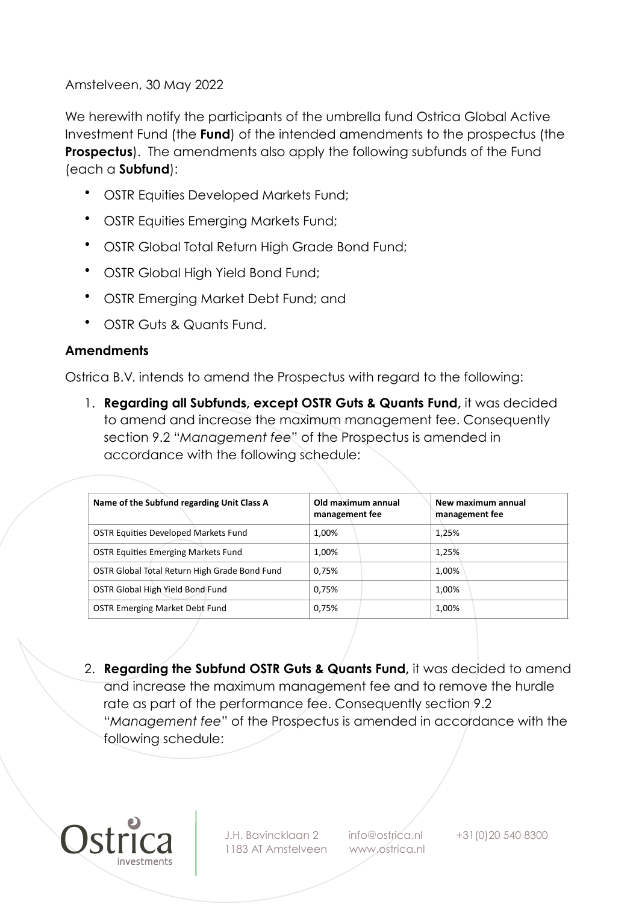Amstelveen, 30 May 2022

We herewith notify the participants of the umbrella fund Ostrica Global Active Investment Fund (the **Fund**) of the intended amendments to the prospectus (the **Prospectus**). The amendments also apply the following subfunds of the Fund (each a **Subfund**):

- OSTR Equities Developed Markets Fund;
- OSTR Equities Emerging Markets Fund;
- OSTR Global Total Return High Grade Bond Fund;
- OSTR Global High Yield Bond Fund;
- OSTR Emerging Market Debt Fund; and
- OSTR Guts & Quants Fund.

**Amendments**

Ostrica B.V. intends to amend the Prospectus with regard to the following:

1. **Regarding all Subfunds, except OSTR Guts & Quants Fund,** it was decided to amend and increase the maximum management fee. Consequently section 9.2 "*Management fee*" of the Prospectus is amended in accordance with the following schedule:

| Name of the Subfund regarding Unit Class A | Old maximum annual management fee | New maximum annual management fee |
|---|---|---|
| OSTR Equities Developed Markets Fund | 1,00% | 1,25% |
| OSTR Equities Emerging Markets Fund | 1,00% | 1,25% |
| OSTR Global Total Return High Grade Bond Fund | 0,75% | 1,00% |
| OSTR Global High Yield Bond Fund | 0,75% | 1,00% |
| OSTR Emerging Market Debt Fund | 0,75% | 1,00% |

2. **Regarding the Subfund OSTR Guts & Quants Fund,** it was decided to amend and increase the maximum management fee and to remove the hurdle rate as part of the performance fee. Consequently section 9.2 "*Management fee*" of the Prospectus is amended in accordance with the following schedule: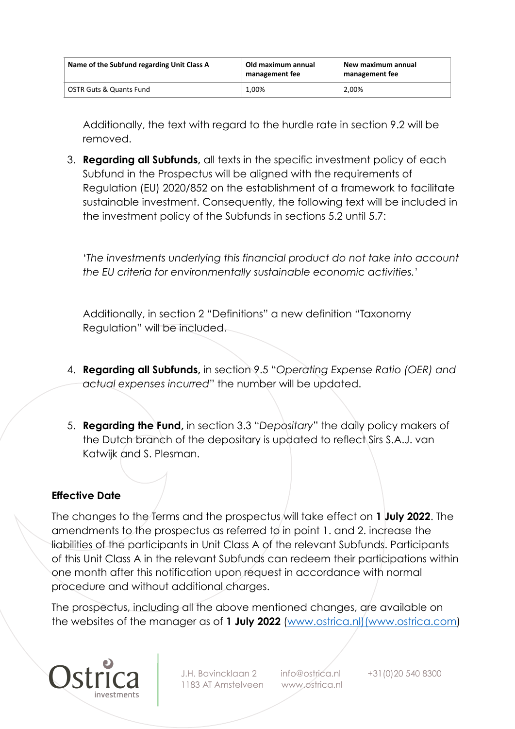| Name of the Subfund regarding Unit Class A | Old maximum annual management fee | New maximum annual management fee |
| --- | --- | --- |
| OSTR Guts & Quants Fund | 1,00% | 2,00% |

Additionally, the text with regard to the hurdle rate in section 9.2 will be removed.

3. **Regarding all Subfunds,** all texts in the specific investment policy of each Subfund in the Prospectus will be aligned with the requirements of Regulation (EU) 2020/852 on the establishment of a framework to facilitate sustainable investment. Consequently, the following text will be included in the investment policy of the Subfunds in sections 5.2 until 5.7:

   '*The investments underlying this financial product do not take into account the EU criteria for environmentally sustainable economic activities.*'

   Additionally, in section 2 "Definitions" a new definition "Taxonomy Regulation" will be included.

4. **Regarding all Subfunds,** in section 9.5 "*Operating Expense Ratio (OER) and actual expenses incurred*" the number will be updated.

5. **Regarding the Fund,** in section 3.3 "*Depositary*" the daily policy makers of the Dutch branch of the depositary is updated to reflect Sirs S.A.J. van Katwijk and S. Plesman.

**Effective Date**

The changes to the Terms and the prospectus will take effect on **1 July 2022**. The amendments to the prospectus as referred to in point 1. and 2. increase the liabilities of the participants in Unit Class A of the relevant Subfunds. Participants of this Unit Class A in the relevant Subfunds can redeem their participations within one month after this notification upon request in accordance with normal procedure and without additional charges.

The prospectus, including all the above mentioned changes, are available on the websites of the manager as of **1 July 2022** (www.ostrica.nl)(www.ostrica.com)